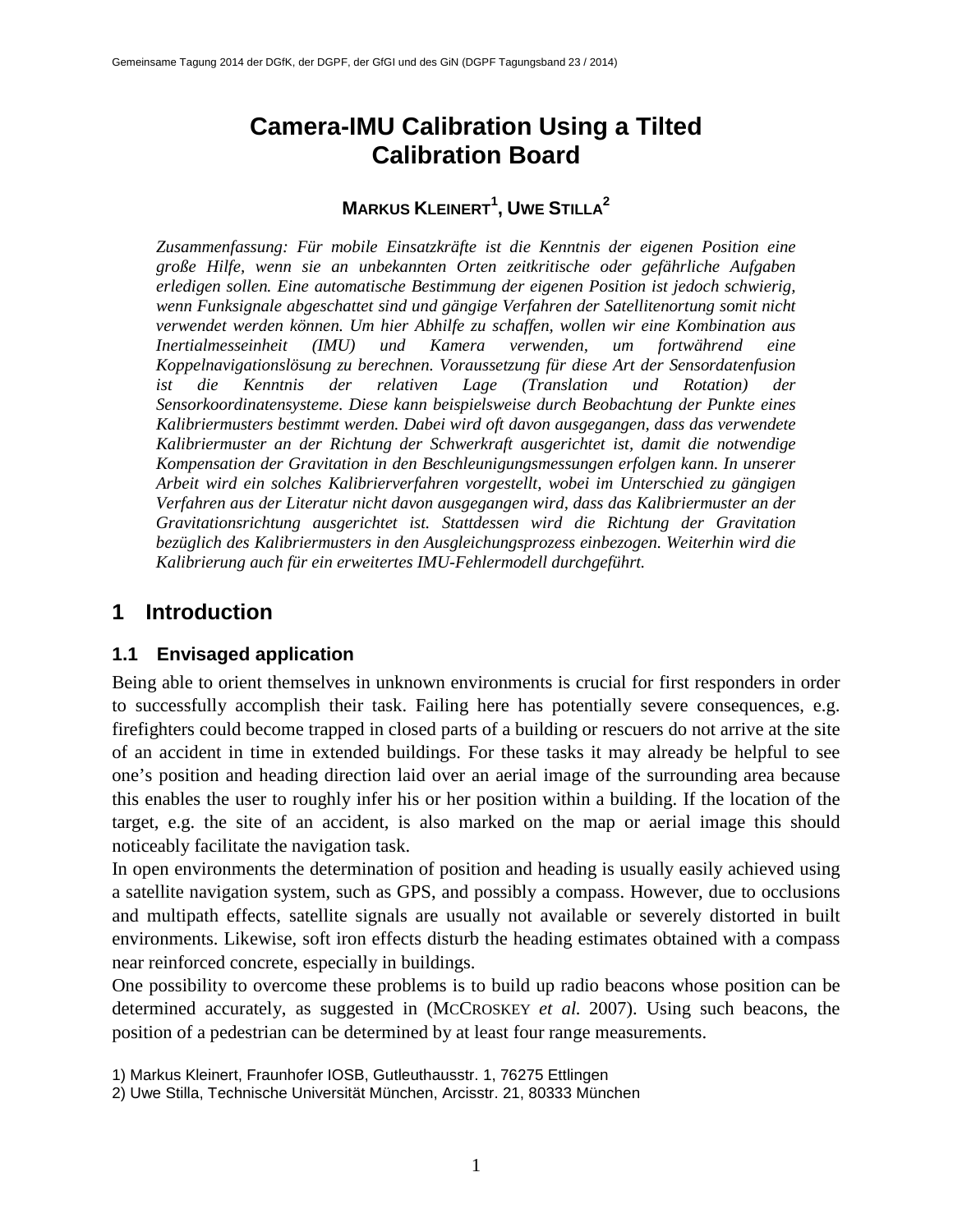# Camera-IMU Calibration Using a Tilted Calibration Board

**MARKUS KLEINERT[1], UWE STILLA[2]**

*Zusammenfassung: Für mobile Einsatzkräfte ist die Kenntnis der eigenen Position eine große Hilfe, wenn sie an unbekannten Orten zeitkritische oder gefährliche Aufgaben erledigen sollen. Eine automatische Bestimmung der eigenen Position ist jedoch schwierig, wenn Funksignale abgeschattet sind und gängige Verfahren der Satellitenortung somit nicht verwendet werden können. Um hier Abhilfe zu schaffen, wollen wir eine Kombination aus Inertialmesseinheit (IMU) und Kamera verwenden, um fortwährend eine Koppelnavigationslösung zu berechnen. Voraussetzung für diese Art der Sensordatenfusion ist die Kenntnis der relativen Lage (Translation und Rotation) der Sensorkoordinatensysteme. Diese kann beispielsweise durch Beobachtung der Punkte eines Kalibriermusters bestimmt werden. Dabei wird oft davon ausgegangen, dass das verwendete Kalibriermuster an der Richtung der Schwerkraft ausgerichtet ist, damit die notwendige Kompensation der Gravitation in den Beschleunigungsmessungen erfolgen kann. In unserer Arbeit wird ein solches Kalibrierverfahren vorgestellt, wobei im Unterschied zu gängigen Verfahren aus der Literatur nicht davon ausgegangen wird, dass das Kalibriermuster an der Gravitationsrichtung ausgerichtet ist. Stattdessen wird die Richtung der Gravitation bezüglich des Kalibriermusters in den Ausgleichungsprozess einbezogen. Weiterhin wird die Kalibrierung auch für ein erweitertes IMU-Fehlermodell durchgeführt.*

## 1 Introduction

### 1.1 Envisaged application

Being able to orient themselves in unknown environments is crucial for first responders in order to successfully accomplish their task. Failing here has potentially severe consequences, e.g. firefighters could become trapped in closed parts of a building or rescuers do not arrive at the site of an accident in time in extended buildings. For these tasks it may already be helpful to see one's position and heading direction laid over an aerial image of the surrounding area because this enables the user to roughly infer his or her position within a building. If the location of the target, e.g. the site of an accident, is also marked on the map or aerial image this should noticeably facilitate the navigation task.

In open environments the determination of position and heading is usually easily achieved using a satellite navigation system, such as GPS, and possibly a compass. However, due to occlusions and multipath effects, satellite signals are usually not available or severely distorted in built environments. Likewise, soft iron effects disturb the heading estimates obtained with a compass near reinforced concrete, especially in buildings.

One possibility to overcome these problems is to build up radio beacons whose position can be determined accurately, as suggested in (MCCROSKEY *et al.* 2007). Using such beacons, the position of a pedestrian can be determined by at least four range measurements.

1) Markus Kleinert, Fraunhofer IOSB, Gutleuthausstr. 1, 76275 Ettlingen

2) Uwe Stilla, Technische Universität München, Arcisstr. 21, 80333 München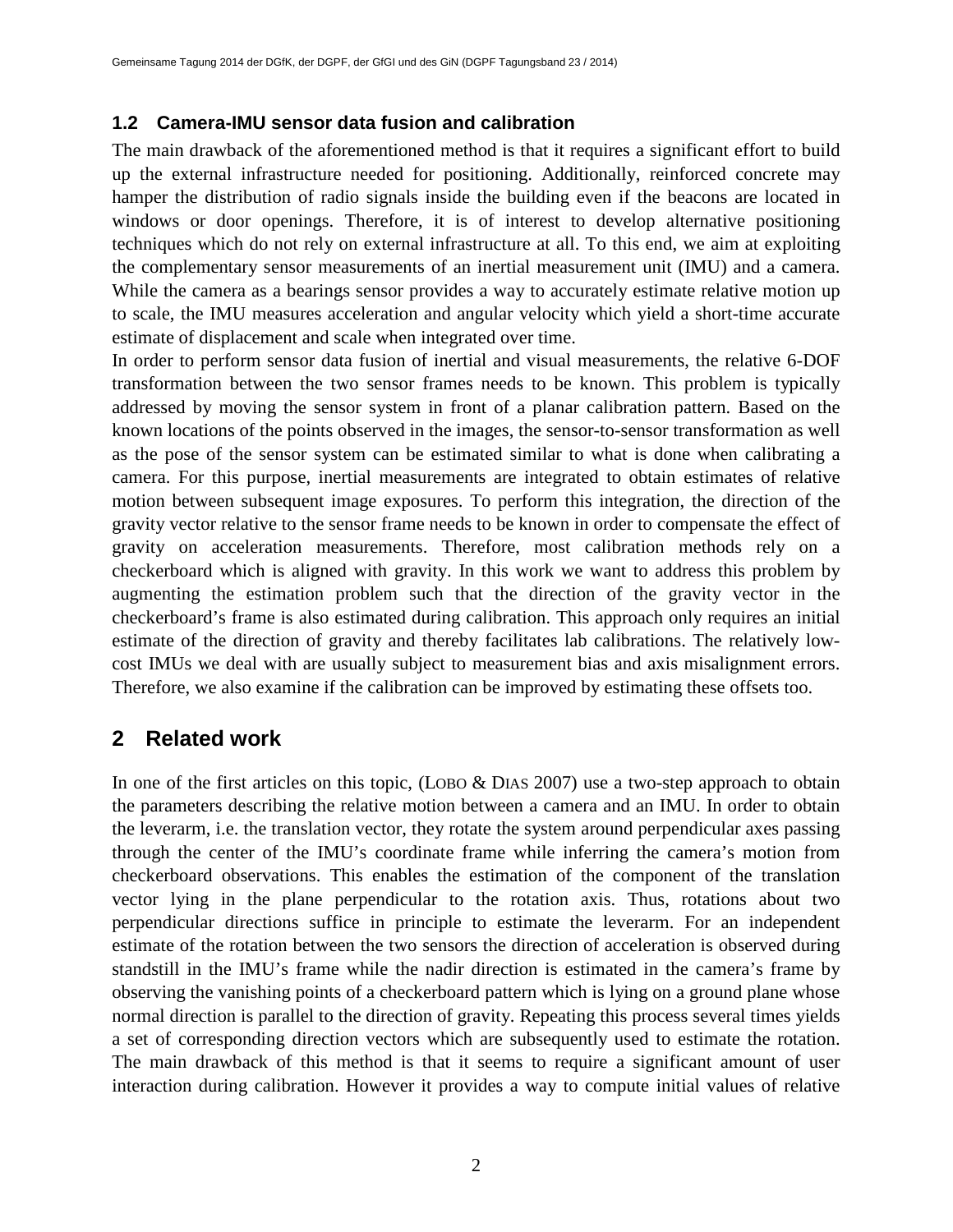### 1.2 Camera-IMU sensor data fusion and calibration

The main drawback of the aforementioned method is that it requires a significant effort to build up the external infrastructure needed for positioning. Additionally, reinforced concrete may hamper the distribution of radio signals inside the building even if the beacons are located in windows or door openings. Therefore, it is of interest to develop alternative positioning techniques which do not rely on external infrastructure at all. To this end, we aim at exploiting the complementary sensor measurements of an inertial measurement unit (IMU) and a camera. While the camera as a bearings sensor provides a way to accurately estimate relative motion up to scale, the IMU measures acceleration and angular velocity which yield a short-time accurate estimate of displacement and scale when integrated over time.

In order to perform sensor data fusion of inertial and visual measurements, the relative 6-DOF transformation between the two sensor frames needs to be known. This problem is typically addressed by moving the sensor system in front of a planar calibration pattern. Based on the known locations of the points observed in the images, the sensor-to-sensor transformation as well as the pose of the sensor system can be estimated similar to what is done when calibrating a camera. For this purpose, inertial measurements are integrated to obtain estimates of relative motion between subsequent image exposures. To perform this integration, the direction of the gravity vector relative to the sensor frame needs to be known in order to compensate the effect of gravity on acceleration measurements. Therefore, most calibration methods rely on a checkerboard which is aligned with gravity. In this work we want to address this problem by augmenting the estimation problem such that the direction of the gravity vector in the checkerboard's frame is also estimated during calibration. This approach only requires an initial estimate of the direction of gravity and thereby facilitates lab calibrations. The relatively low-cost IMUs we deal with are usually subject to measurement bias and axis misalignment errors. Therefore, we also examine if the calibration can be improved by estimating these offsets too.

## 2 Related work

In one of the first articles on this topic, (LOBO & DIAS 2007) use a two-step approach to obtain the parameters describing the relative motion between a camera and an IMU. In order to obtain the leverarm, i.e. the translation vector, they rotate the system around perpendicular axes passing through the center of the IMU's coordinate frame while inferring the camera's motion from checkerboard observations. This enables the estimation of the component of the translation vector lying in the plane perpendicular to the rotation axis. Thus, rotations about two perpendicular directions suffice in principle to estimate the leverarm. For an independent estimate of the rotation between the two sensors the direction of acceleration is observed during standstill in the IMU's frame while the nadir direction is estimated in the camera's frame by observing the vanishing points of a checkerboard pattern which is lying on a ground plane whose normal direction is parallel to the direction of gravity. Repeating this process several times yields a set of corresponding direction vectors which are subsequently used to estimate the rotation. The main drawback of this method is that it seems to require a significant amount of user interaction during calibration. However it provides a way to compute initial values of relative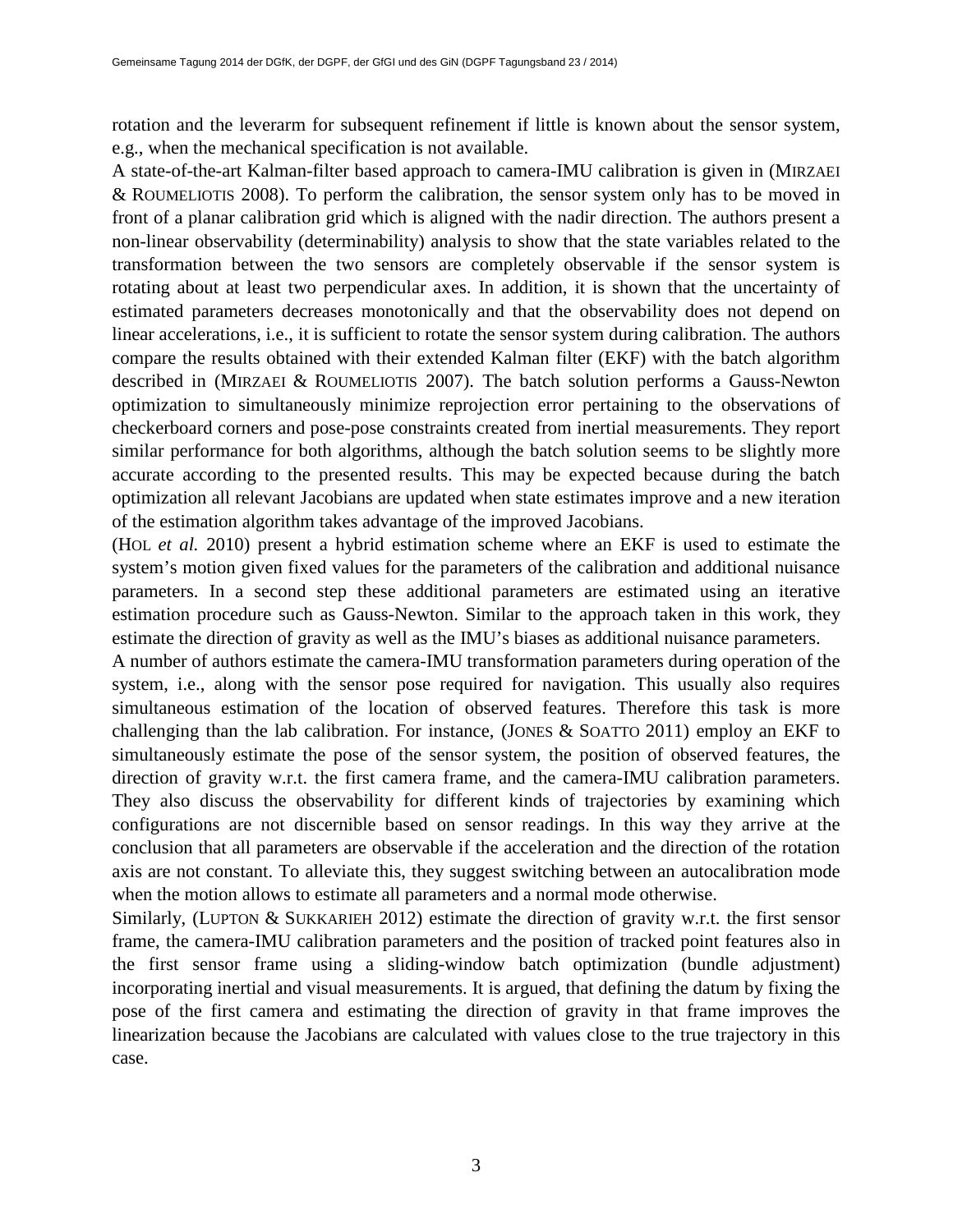rotation and the leverarm for subsequent refinement if little is known about the sensor system, e.g., when the mechanical specification is not available.

A state-of-the-art Kalman-filter based approach to camera-IMU calibration is given in (MIRZAEI & ROUMELIOTIS 2008). To perform the calibration, the sensor system only has to be moved in front of a planar calibration grid which is aligned with the nadir direction. The authors present a non-linear observability (determinability) analysis to show that the state variables related to the transformation between the two sensors are completely observable if the sensor system is rotating about at least two perpendicular axes. In addition, it is shown that the uncertainty of estimated parameters decreases monotonically and that the observability does not depend on linear accelerations, i.e., it is sufficient to rotate the sensor system during calibration. The authors compare the results obtained with their extended Kalman filter (EKF) with the batch algorithm described in (MIRZAEI & ROUMELIOTIS 2007). The batch solution performs a Gauss-Newton optimization to simultaneously minimize reprojection error pertaining to the observations of checkerboard corners and pose-pose constraints created from inertial measurements. They report similar performance for both algorithms, although the batch solution seems to be slightly more accurate according to the presented results. This may be expected because during the batch optimization all relevant Jacobians are updated when state estimates improve and a new iteration of the estimation algorithm takes advantage of the improved Jacobians.

(HOL *et al.* 2010) present a hybrid estimation scheme where an EKF is used to estimate the system's motion given fixed values for the parameters of the calibration and additional nuisance parameters. In a second step these additional parameters are estimated using an iterative estimation procedure such as Gauss-Newton. Similar to the approach taken in this work, they estimate the direction of gravity as well as the IMU's biases as additional nuisance parameters.

A number of authors estimate the camera-IMU transformation parameters during operation of the system, i.e., along with the sensor pose required for navigation. This usually also requires simultaneous estimation of the location of observed features. Therefore this task is more challenging than the lab calibration. For instance, (JONES & SOATTO 2011) employ an EKF to simultaneously estimate the pose of the sensor system, the position of observed features, the direction of gravity w.r.t. the first camera frame, and the camera-IMU calibration parameters. They also discuss the observability for different kinds of trajectories by examining which configurations are not discernible based on sensor readings. In this way they arrive at the conclusion that all parameters are observable if the acceleration and the direction of the rotation axis are not constant. To alleviate this, they suggest switching between an autocalibration mode when the motion allows to estimate all parameters and a normal mode otherwise.

Similarly, (LUPTON & SUKKARIEH 2012) estimate the direction of gravity w.r.t. the first sensor frame, the camera-IMU calibration parameters and the position of tracked point features also in the first sensor frame using a sliding-window batch optimization (bundle adjustment) incorporating inertial and visual measurements. It is argued, that defining the datum by fixing the pose of the first camera and estimating the direction of gravity in that frame improves the linearization because the Jacobians are calculated with values close to the true trajectory in this case.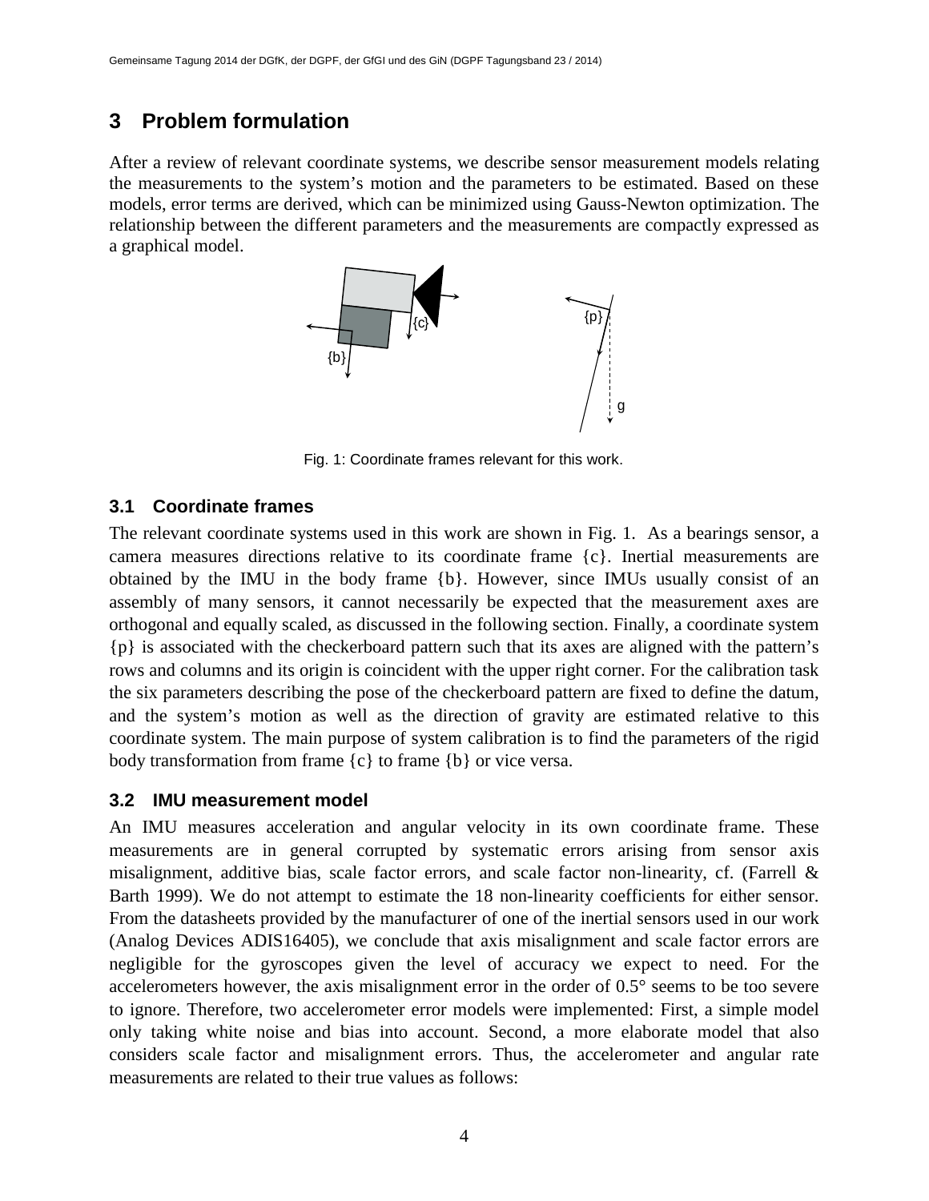# 3 Problem formulation

After a review of relevant coordinate systems, we describe sensor measurement models relating the measurements to the system's motion and the parameters to be estimated. Based on these models, error terms are derived, which can be minimized using Gauss-Newton optimization. The relationship between the different parameters and the measurements are compactly expressed as a graphical model.

Fig. 1: Coordinate frames relevant for this work.

## 3.1 Coordinate frames

The relevant coordinate systems used in this work are shown in Fig. 1. As a bearings sensor, a camera measures directions relative to its coordinate frame {c}. Inertial measurements are obtained by the IMU in the body frame {b}. However, since IMUs usually consist of an assembly of many sensors, it cannot necessarily be expected that the measurement axes are orthogonal and equally scaled, as discussed in the following section. Finally, a coordinate system {p} is associated with the checkerboard pattern such that its axes are aligned with the pattern's rows and columns and its origin is coincident with the upper right corner. For the calibration task the six parameters describing the pose of the checkerboard pattern are fixed to define the datum, and the system's motion as well as the direction of gravity are estimated relative to this coordinate system. The main purpose of system calibration is to find the parameters of the rigid body transformation from frame {c} to frame {b} or vice versa.

## 3.2 IMU measurement model

An IMU measures acceleration and angular velocity in its own coordinate frame. These measurements are in general corrupted by systematic errors arising from sensor axis misalignment, additive bias, scale factor errors, and scale factor non-linearity, cf. (Farrell & Barth 1999). We do not attempt to estimate the 18 non-linearity coefficients for either sensor. From the datasheets provided by the manufacturer of one of the inertial sensors used in our work (Analog Devices ADIS16405), we conclude that axis misalignment and scale factor errors are negligible for the gyroscopes given the level of accuracy we expect to need. For the accelerometers however, the axis misalignment error in the order of 0.5° seems to be too severe to ignore. Therefore, two accelerometer error models were implemented: First, a simple model only taking white noise and bias into account. Second, a more elaborate model that also considers scale factor and misalignment errors. Thus, the accelerometer and angular rate measurements are related to their true values as follows: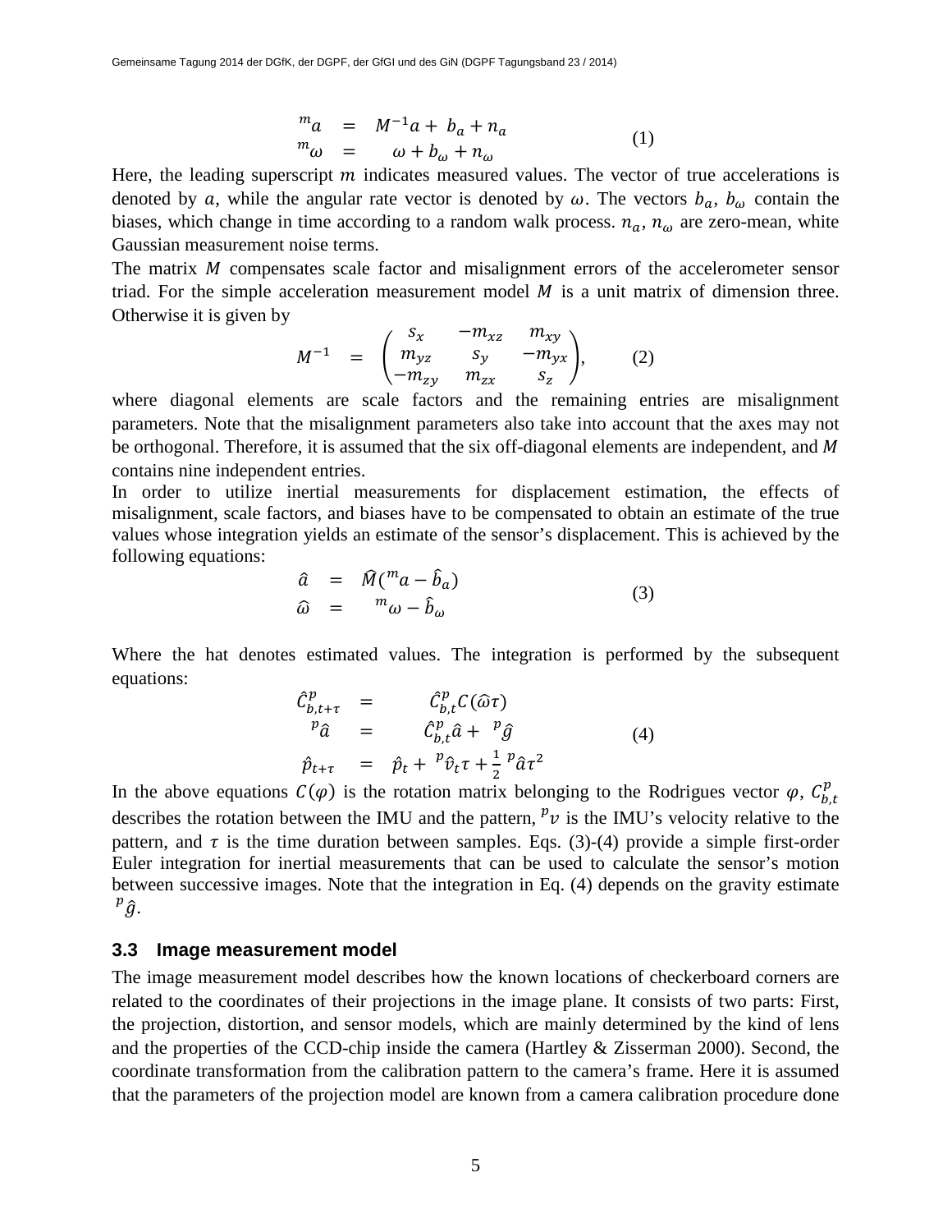$$
\begin{aligned}
{}^{m}a &= M^{-1}a + b_a + n_a \\
{}^{m}\omega &= \omega + b_\omega + n_\omega
\end{aligned} \tag{1}
$$

Here, the leading superscript $m$ indicates measured values. The vector of true accelerations is denoted by $a$, while the angular rate vector is denoted by $\omega$. The vectors $b_a$, $b_\omega$ contain the biases, which change in time according to a random walk process. $n_a$, $n_\omega$ are zero-mean, white Gaussian measurement noise terms.

The matrix $M$ compensates scale factor and misalignment errors of the accelerometer sensor triad. For the simple acceleration measurement model $M$ is a unit matrix of dimension three. Otherwise it is given by

$$
M^{-1} = \begin{pmatrix} s_x & -m_{xz} & m_{xy} \\ m_{yz} & s_y & -m_{yx} \\ -m_{zy} & m_{zx} & s_z \end{pmatrix}, \tag{2}
$$

where diagonal elements are scale factors and the remaining entries are misalignment parameters. Note that the misalignment parameters also take into account that the axes may not be orthogonal. Therefore, it is assumed that the six off-diagonal elements are independent, and $M$ contains nine independent entries.

In order to utilize inertial measurements for displacement estimation, the effects of misalignment, scale factors, and biases have to be compensated to obtain an estimate of the true values whose integration yields an estimate of the sensor's displacement. This is achieved by the following equations:

$$
\begin{aligned}
\hat{a} &= \widehat{M}({}^{m}a - \hat{b}_a) \\
\hat{\omega} &= {}^{m}\omega - \hat{b}_\omega
\end{aligned} \tag{3}
$$

Where the hat denotes estimated values. The integration is performed by the subsequent equations:

$$
\begin{aligned}
\hat{C}^{p}_{b,t+\tau} &= \hat{C}^{p}_{b,t} C(\hat{\omega}\tau) \\
{}^{p}\hat{a} &= \hat{C}^{p}_{b,t}\hat{a} + {}^{p}\hat{g} \\
\hat{p}_{t+\tau} &= \hat{p}_t + {}^{p}\hat{v}_t\tau + \tfrac{1}{2}\,{}^{p}\hat{a}\tau^2
\end{aligned} \tag{4}
$$

In the above equations $C(\varphi)$ is the rotation matrix belonging to the Rodrigues vector $\varphi$, $C^{p}_{b,t}$ describes the rotation between the IMU and the pattern, ${}^{p}v$ is the IMU's velocity relative to the pattern, and $\tau$ is the time duration between samples. Eqs. (3)-(4) provide a simple first-order Euler integration for inertial measurements that can be used to calculate the sensor's motion between successive images. Note that the integration in Eq. (4) depends on the gravity estimate ${}^{p}\hat{g}$.

### 3.3 Image measurement model

The image measurement model describes how the known locations of checkerboard corners are related to the coordinates of their projections in the image plane. It consists of two parts: First, the projection, distortion, and sensor models, which are mainly determined by the kind of lens and the properties of the CCD-chip inside the camera (Hartley & Zisserman 2000). Second, the coordinate transformation from the calibration pattern to the camera's frame. Here it is assumed that the parameters of the projection model are known from a camera calibration procedure done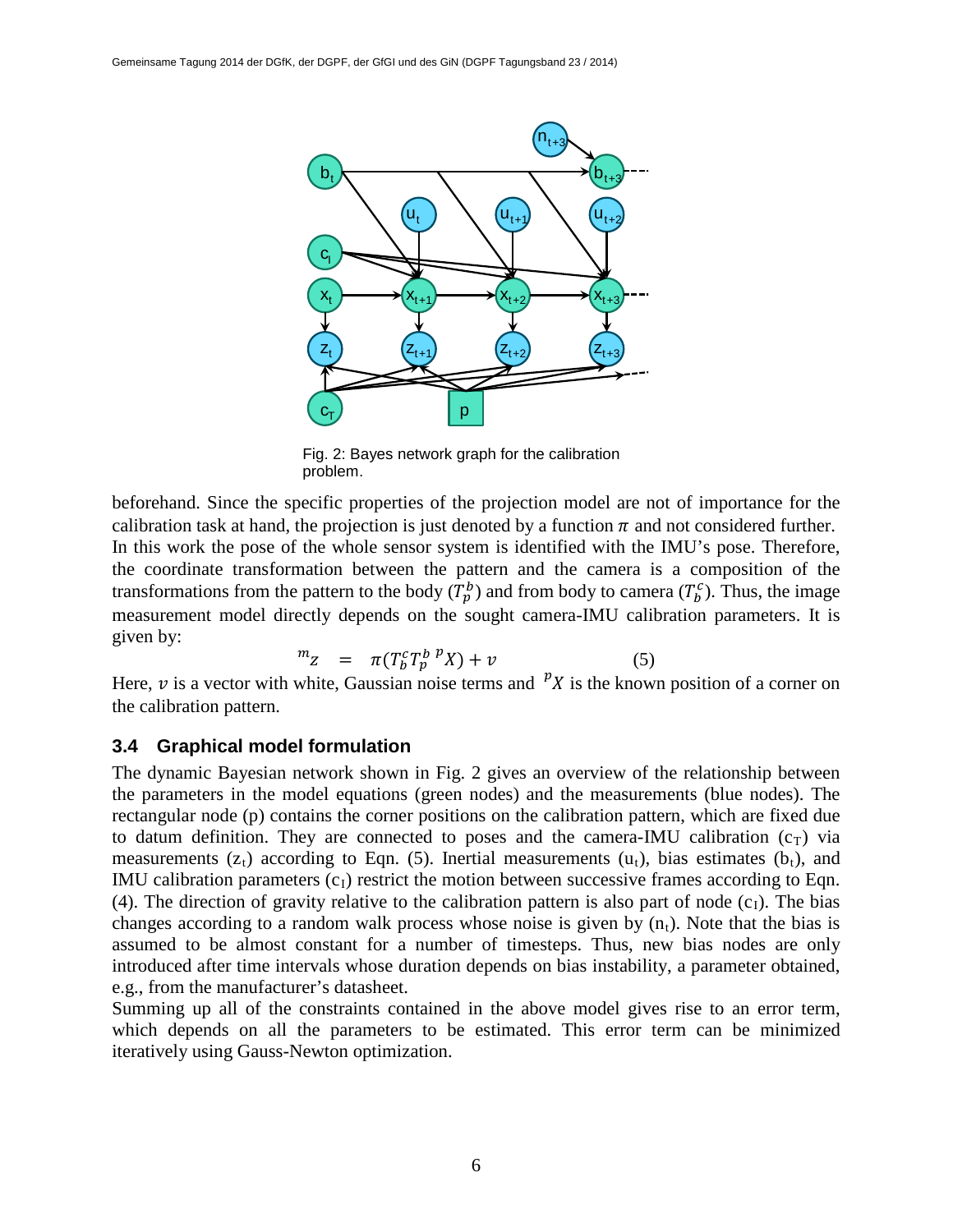Fig. 2: Bayes network graph for the calibration problem.

beforehand. Since the specific properties of the projection model are not of importance for the calibration task at hand, the projection is just denoted by a function $\pi$ and not considered further. In this work the pose of the whole sensor system is identified with the IMU's pose. Therefore, the coordinate transformation between the pattern and the camera is a composition of the transformations from the pattern to the body ($T_p^b$) and from body to camera ($T_b^c$). Thus, the image measurement model directly depends on the sought camera-IMU calibration parameters. It is given by:

$$^{m}z \quad = \quad \pi(T_b^c T_p^b \, {}^{p}X) + \upsilon \qquad (5)$$

Here, $\upsilon$ is a vector with white, Gaussian noise terms and ${}^{p}X$ is the known position of a corner on the calibration pattern.

### 3.4 Graphical model formulation

The dynamic Bayesian network shown in Fig. 2 gives an overview of the relationship between the parameters in the model equations (green nodes) and the measurements (blue nodes). The rectangular node (p) contains the corner positions on the calibration pattern, which are fixed due to datum definition. They are connected to poses and the camera-IMU calibration ($c_T$) via measurements ($z_t$) according to Eqn. (5). Inertial measurements ($u_t$), bias estimates ($b_t$), and IMU calibration parameters ($c_I$) restrict the motion between successive frames according to Eqn. (4). The direction of gravity relative to the calibration pattern is also part of node ($c_I$). The bias changes according to a random walk process whose noise is given by ($n_t$). Note that the bias is assumed to be almost constant for a number of timesteps. Thus, new bias nodes are only introduced after time intervals whose duration depends on bias instability, a parameter obtained, e.g., from the manufacturer's datasheet.

Summing up all of the constraints contained in the above model gives rise to an error term, which depends on all the parameters to be estimated. This error term can be minimized iteratively using Gauss-Newton optimization.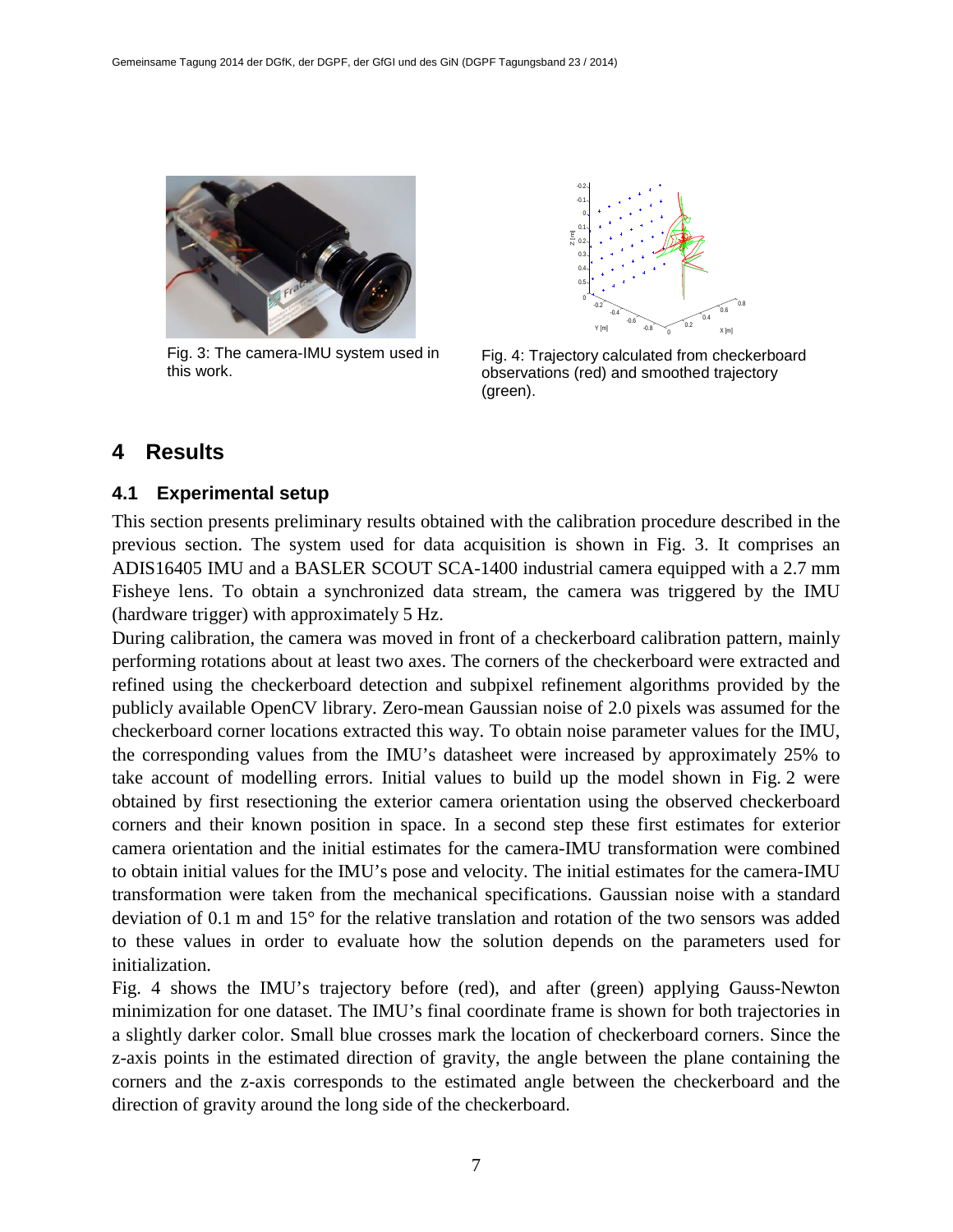Fig. 3: The camera-IMU system used in this work.

Fig. 4: Trajectory calculated from checkerboard observations (red) and smoothed trajectory (green).

# 4 Results

## 4.1 Experimental setup

This section presents preliminary results obtained with the calibration procedure described in the previous section. The system used for data acquisition is shown in Fig. 3. It comprises an ADIS16405 IMU and a BASLER SCOUT SCA-1400 industrial camera equipped with a 2.7 mm Fisheye lens. To obtain a synchronized data stream, the camera was triggered by the IMU (hardware trigger) with approximately 5 Hz.

During calibration, the camera was moved in front of a checkerboard calibration pattern, mainly performing rotations about at least two axes. The corners of the checkerboard were extracted and refined using the checkerboard detection and subpixel refinement algorithms provided by the publicly available OpenCV library. Zero-mean Gaussian noise of 2.0 pixels was assumed for the checkerboard corner locations extracted this way. To obtain noise parameter values for the IMU, the corresponding values from the IMU's datasheet were increased by approximately 25% to take account of modelling errors. Initial values to build up the model shown in Fig. 2 were obtained by first resectioning the exterior camera orientation using the observed checkerboard corners and their known position in space. In a second step these first estimates for exterior camera orientation and the initial estimates for the camera-IMU transformation were combined to obtain initial values for the IMU's pose and velocity. The initial estimates for the camera-IMU transformation were taken from the mechanical specifications. Gaussian noise with a standard deviation of 0.1 m and 15° for the relative translation and rotation of the two sensors was added to these values in order to evaluate how the solution depends on the parameters used for initialization.

Fig. 4 shows the IMU's trajectory before (red), and after (green) applying Gauss-Newton minimization for one dataset. The IMU's final coordinate frame is shown for both trajectories in a slightly darker color. Small blue crosses mark the location of checkerboard corners. Since the z-axis points in the estimated direction of gravity, the angle between the plane containing the corners and the z-axis corresponds to the estimated angle between the checkerboard and the direction of gravity around the long side of the checkerboard.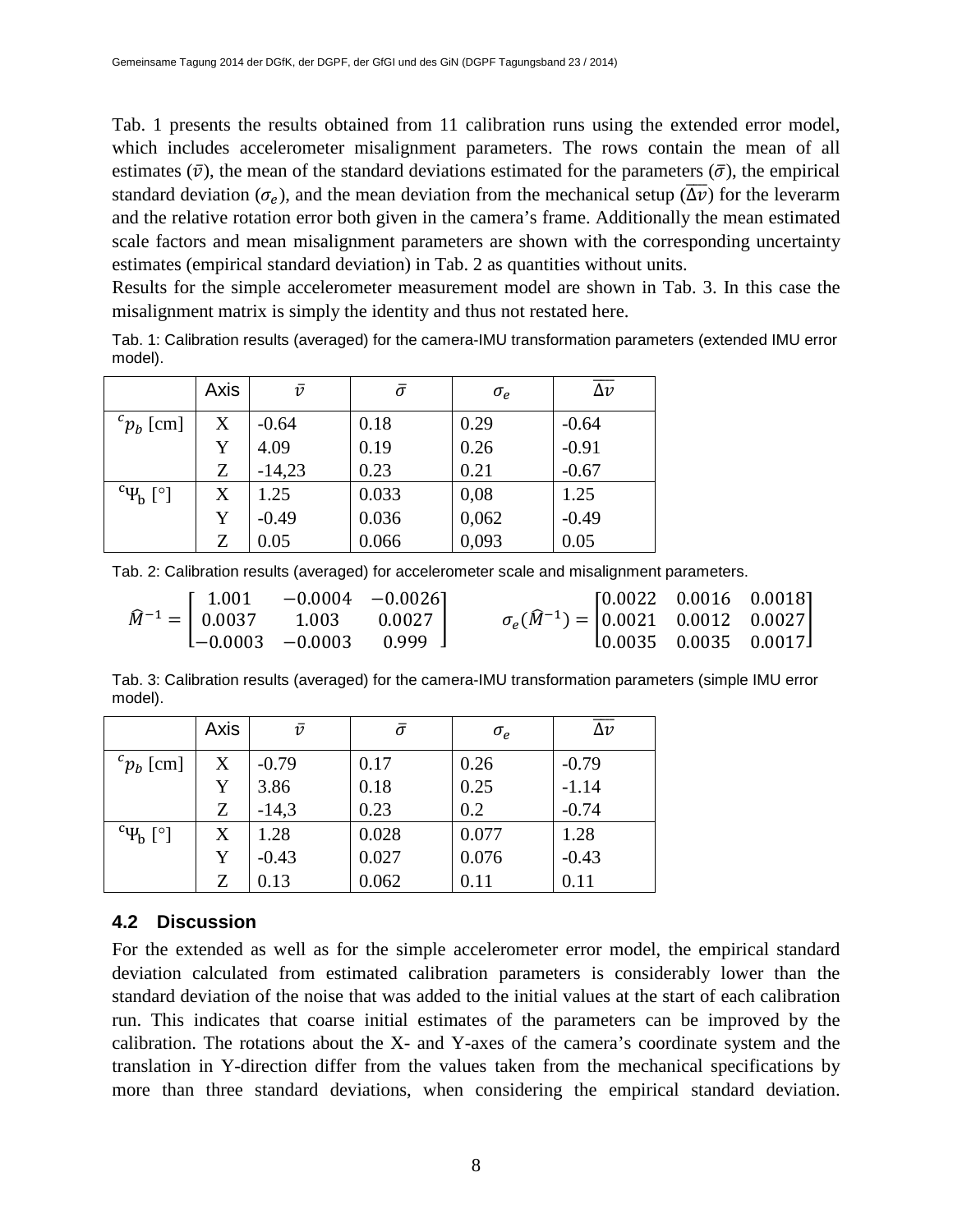Tab. 1 presents the results obtained from 11 calibration runs using the extended error model, which includes accelerometer misalignment parameters. The rows contain the mean of all estimates ($\bar{v}$), the mean of the standard deviations estimated for the parameters ($\bar{\sigma}$), the empirical standard deviation ($\sigma_e$), and the mean deviation from the mechanical setup ($\overline{\Delta v}$) for the leverarm and the relative rotation error both given in the camera's frame. Additionally the mean estimated scale factors and mean misalignment parameters are shown with the corresponding uncertainty estimates (empirical standard deviation) in Tab. 2 as quantities without units.

Results for the simple accelerometer measurement model are shown in Tab. 3. In this case the misalignment matrix is simply the identity and thus not restated here.

Tab. 1: Calibration results (averaged) for the camera-IMU transformation parameters (extended IMU error model).

| | Axis | $\bar{v}$ | $\bar{\sigma}$ | $\sigma_e$ | $\overline{\Delta v}$ |
|---|---|---|---|---|---|
| ${}^{c}p_b$ [cm] | X | -0.64 | 0.18 | 0.29 | -0.64 |
| | Y | 4.09 | 0.19 | 0.26 | -0.91 |
| | Z | -14,23 | 0.23 | 0.21 | -0.67 |
| ${}^{c}\Psi_b$ [°] | X | 1.25 | 0.033 | 0,08 | 1.25 |
| | Y | -0.49 | 0.036 | 0,062 | -0.49 |
| | Z | 0.05 | 0.066 | 0,093 | 0.05 |

Tab. 2: Calibration results (averaged) for accelerometer scale and misalignment parameters.

$$\widehat{M}^{-1} = \begin{bmatrix} 1.001 & -0.0004 & -0.0026 \\ 0.0037 & 1.003 & 0.0027 \\ -0.0003 & -0.0003 & 0.999 \end{bmatrix} \qquad \sigma_e(\widehat{M}^{-1}) = \begin{bmatrix} 0.0022 & 0.0016 & 0.0018 \\ 0.0021 & 0.0012 & 0.0027 \\ 0.0035 & 0.0035 & 0.0017 \end{bmatrix}$$

Tab. 3: Calibration results (averaged) for the camera-IMU transformation parameters (simple IMU error model).

| | Axis | $\bar{v}$ | $\bar{\sigma}$ | $\sigma_e$ | $\overline{\Delta v}$ |
|---|---|---|---|---|---|
| ${}^{c}p_b$ [cm] | X | -0.79 | 0.17 | 0.26 | -0.79 |
| | Y | 3.86 | 0.18 | 0.25 | -1.14 |
| | Z | -14,3 | 0.23 | 0.2 | -0.74 |
| ${}^{c}\Psi_b$ [°] | X | 1.28 | 0.028 | 0.077 | 1.28 |
| | Y | -0.43 | 0.027 | 0.076 | -0.43 |
| | Z | 0.13 | 0.062 | 0.11 | 0.11 |

### 4.2 Discussion

For the extended as well as for the simple accelerometer error model, the empirical standard deviation calculated from estimated calibration parameters is considerably lower than the standard deviation of the noise that was added to the initial values at the start of each calibration run. This indicates that coarse initial estimates of the parameters can be improved by the calibration. The rotations about the X- and Y-axes of the camera's coordinate system and the translation in Y-direction differ from the values taken from the mechanical specifications by more than three standard deviations, when considering the empirical standard deviation.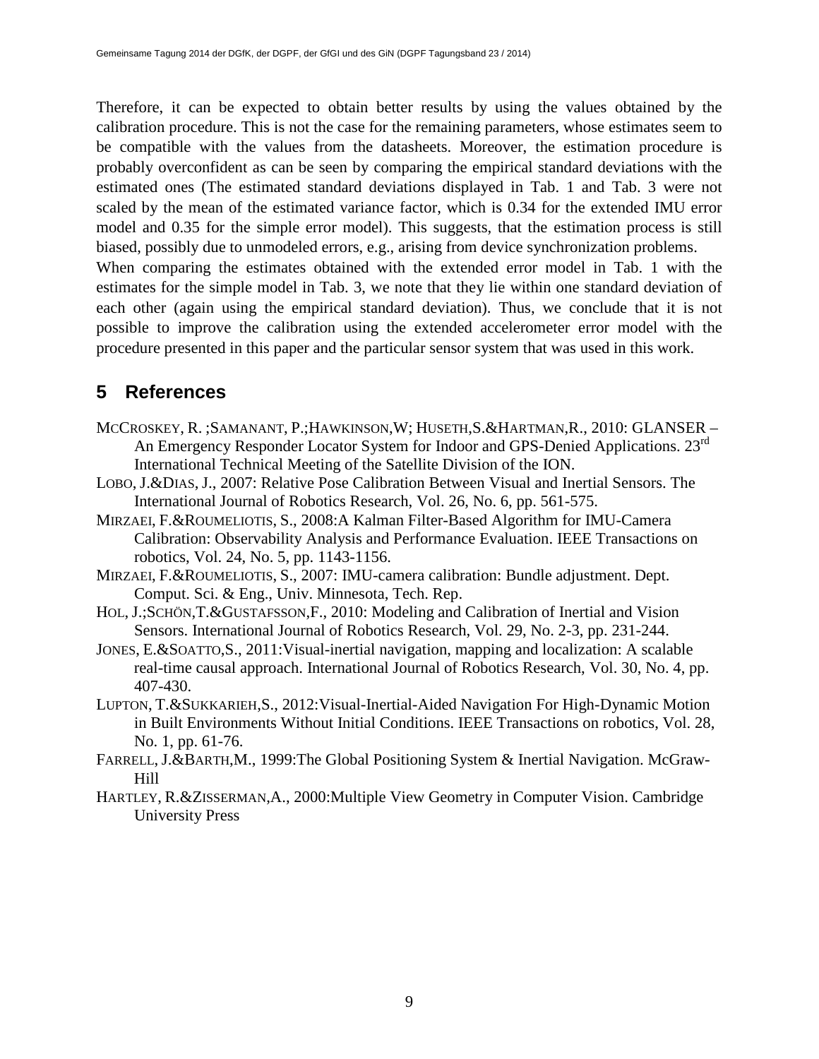Therefore, it can be expected to obtain better results by using the values obtained by the calibration procedure. This is not the case for the remaining parameters, whose estimates seem to be compatible with the values from the datasheets. Moreover, the estimation procedure is probably overconfident as can be seen by comparing the empirical standard deviations with the estimated ones (The estimated standard deviations displayed in Tab. 1 and Tab. 3 were not scaled by the mean of the estimated variance factor, which is 0.34 for the extended IMU error model and 0.35 for the simple error model). This suggests, that the estimation process is still biased, possibly due to unmodeled errors, e.g., arising from device synchronization problems.
When comparing the estimates obtained with the extended error model in Tab. 1 with the estimates for the simple model in Tab. 3, we note that they lie within one standard deviation of each other (again using the empirical standard deviation). Thus, we conclude that it is not possible to improve the calibration using the extended accelerometer error model with the procedure presented in this paper and the particular sensor system that was used in this work.

## 5 References

MCCROSKEY, R. ;SAMANANT, P.;HAWKINSON,W; HUSETH,S.&HARTMAN,R., 2010: GLANSER – An Emergency Responder Locator System for Indoor and GPS-Denied Applications. 23rd International Technical Meeting of the Satellite Division of the ION.

LOBO, J.&DIAS, J., 2007: Relative Pose Calibration Between Visual and Inertial Sensors. The International Journal of Robotics Research, Vol. 26, No. 6, pp. 561-575.

MIRZAEI, F.&ROUMELIOTIS, S., 2008:A Kalman Filter-Based Algorithm for IMU-Camera Calibration: Observability Analysis and Performance Evaluation. IEEE Transactions on robotics, Vol. 24, No. 5, pp. 1143-1156.

MIRZAEI, F.&ROUMELIOTIS, S., 2007: IMU-camera calibration: Bundle adjustment. Dept. Comput. Sci. & Eng., Univ. Minnesota, Tech. Rep.

HOL, J.;SCHÖN,T.&GUSTAFSSON,F., 2010: Modeling and Calibration of Inertial and Vision Sensors. International Journal of Robotics Research, Vol. 29, No. 2-3, pp. 231-244.

JONES, E.&SOATTO,S., 2011:Visual-inertial navigation, mapping and localization: A scalable real-time causal approach. International Journal of Robotics Research, Vol. 30, No. 4, pp. 407-430.

LUPTON, T.&SUKKARIEH,S., 2012:Visual-Inertial-Aided Navigation For High-Dynamic Motion in Built Environments Without Initial Conditions. IEEE Transactions on robotics, Vol. 28, No. 1, pp. 61-76.

FARRELL, J.&BARTH,M., 1999:The Global Positioning System & Inertial Navigation. McGraw-Hill

HARTLEY, R.&ZISSERMAN,A., 2000:Multiple View Geometry in Computer Vision. Cambridge University Press